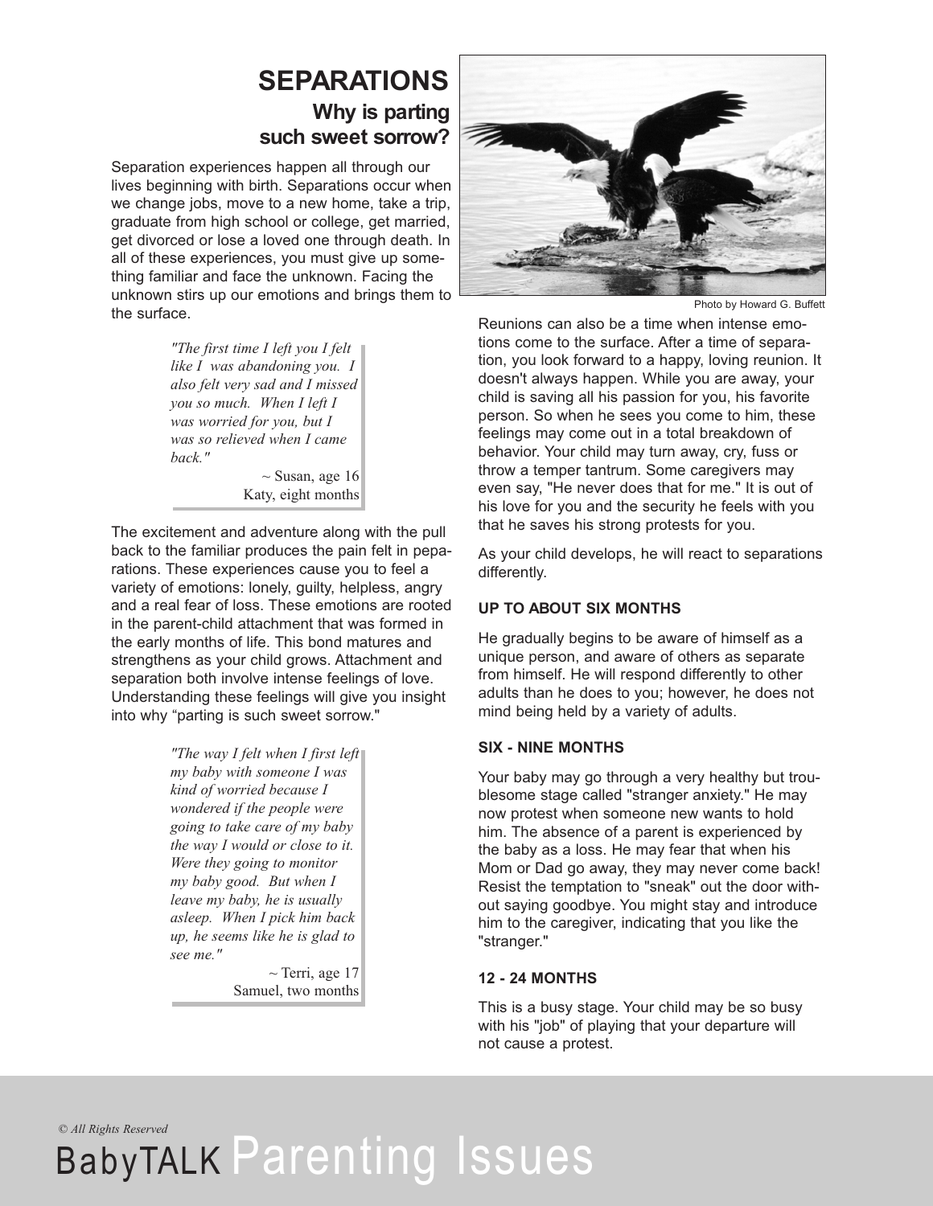# SEPARATIONS

## Why is parting such sweet sorrow?

Separation experiences happen all through our lives beginning with birth. Separations occur when we change jobs, move to a new home, take a trip, graduate from high school or college, get married, get divorced or lose a loved one through death. In all of these experiences, you must give up something familiar and face the unknown. Facing the unknown stirs up our emotions and brings them to the surface.

> *"The first time I left you I felt like I was abandoning you. I also felt very sad and I missed you so much. When I left I was worried for you, but I was so relieved when I came back."*
>
> ~ Susan, age 16
> Katy, eight months

The excitement and adventure along with the pull back to the familiar produces the pain felt in peparations. These experiences cause you to feel a variety of emotions: lonely, guilty, helpless, angry and a real fear of loss. These emotions are rooted in the parent-child attachment that was formed in the early months of life. This bond matures and strengthens as your child grows. Attachment and separation both involve intense feelings of love. Understanding these feelings will give you insight into why "parting is such sweet sorrow."

> *"The way I felt when I first left my baby with someone I was kind of worried because I wondered if the people were going to take care of my baby the way I would or close to it. Were they going to monitor my baby good. But when I leave my baby, he is usually asleep. When I pick him back up, he seems like he is glad to see me."*
>
> ~ Terri, age 17
> Samuel, two months

Photo by Howard G. Buffett

Reunions can also be a time when intense emotions come to the surface. After a time of separation, you look forward to a happy, loving reunion. It doesn't always happen. While you are away, your child is saving all his passion for you, his favorite person. So when he sees you come to him, these feelings may come out in a total breakdown of behavior. Your child may turn away, cry, fuss or throw a temper tantrum. Some caregivers may even say, "He never does that for me." It is out of his love for you and the security he feels with you that he saves his strong protests for you.

As your child develops, he will react to separations differently.

**UP TO ABOUT SIX MONTHS**

He gradually begins to be aware of himself as a unique person, and aware of others as separate from himself. He will respond differently to other adults than he does to you; however, he does not mind being held by a variety of adults.

**SIX - NINE MONTHS**

Your baby may go through a very healthy but troublesome stage called "stranger anxiety." He may now protest when someone new wants to hold him. The absence of a parent is experienced by the baby as a loss. He may fear that when his Mom or Dad go away, they may never come back! Resist the temptation to "sneak" out the door without saying goodbye. You might stay and introduce him to the caregiver, indicating that you like the "stranger."

**12 - 24 MONTHS**

This is a busy stage. Your child may be so busy with his "job" of playing that your departure will not cause a protest.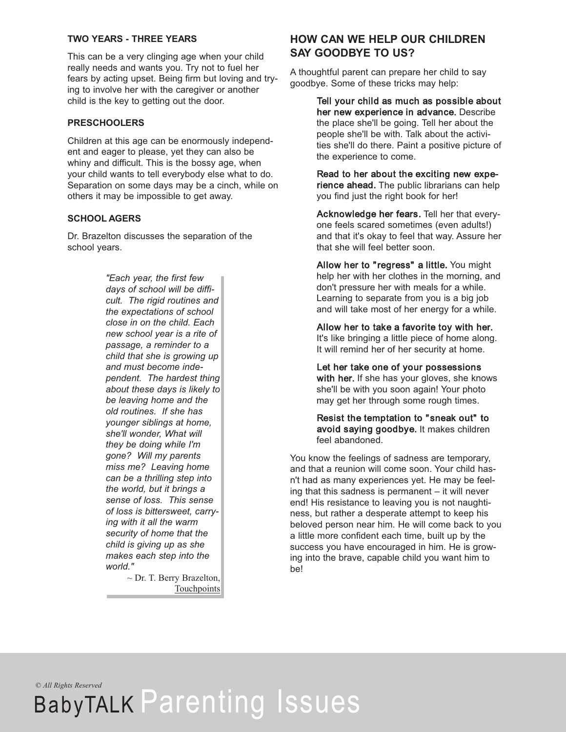### TWO YEARS - THREE YEARS

This can be a very clinging age when your child really needs and wants you. Try not to fuel her fears by acting upset. Being firm but loving and trying to involve her with the caregiver or another child is the key to getting out the door.

### PRESCHOOLERS

Children at this age can be enormously independent and eager to please, yet they can also be whiny and difficult. This is the bossy age, when your child wants to tell everybody else what to do. Separation on some days may be a cinch, while on others it may be impossible to get away.

### SCHOOL AGERS

Dr. Brazelton discusses the separation of the school years.

> *"Each year, the first few days of school will be difficult. The rigid routines and the expectations of school close in on the child. Each new school year is a rite of passage, a reminder to a child that she is growing up and must become independent. The hardest thing about these days is likely to be leaving home and the old routines. If she has younger siblings at home, she'll wonder, What will they be doing while I'm gone? Will my parents miss me? Leaving home can be a thrilling step into the world, but it brings a sense of loss. This sense of loss is bittersweet, carrying with it all the warm security of home that the child is giving up as she makes each step into the world."*
>
> ~ Dr. T. Berry Brazelton, Touchpoints

## HOW CAN WE HELP OUR CHILDREN SAY GOODBYE TO US?

A thoughtful parent can prepare her child to say goodbye. Some of these tricks may help:

**Tell your child as much as possible about her new experience in advance.** Describe the place she'll be going. Tell her about the people she'll be with. Talk about the activities she'll do there. Paint a positive picture of the experience to come.

**Read to her about the exciting new experience ahead.** The public librarians can help you find just the right book for her!

**Acknowledge her fears.** Tell her that everyone feels scared sometimes (even adults!) and that it's okay to feel that way. Assure her that she will feel better soon.

**Allow her to "regress" a little.** You might help her with her clothes in the morning, and don't pressure her with meals for a while. Learning to separate from you is a big job and will take most of her energy for a while.

**Allow her to take a favorite toy with her.** It's like bringing a little piece of home along. It will remind her of her security at home.

**Let her take one of your possessions with her.** If she has your gloves, she knows she'll be with you soon again! Your photo may get her through some rough times.

**Resist the temptation to "sneak out" to avoid saying goodbye.** It makes children feel abandoned.

You know the feelings of sadness are temporary, and that a reunion will come soon. Your child hasn't had as many experiences yet. He may be feeling that this sadness is permanent – it will never end! His resistance to leaving you is not naughtiness, but rather a desperate attempt to keep his beloved person near him. He will come back to you a little more confident each time, built up by the success you have encouraged in him. He is growing into the brave, capable child you want him to be!

*© All Rights Reserved*

BabyTALK Parenting Issues